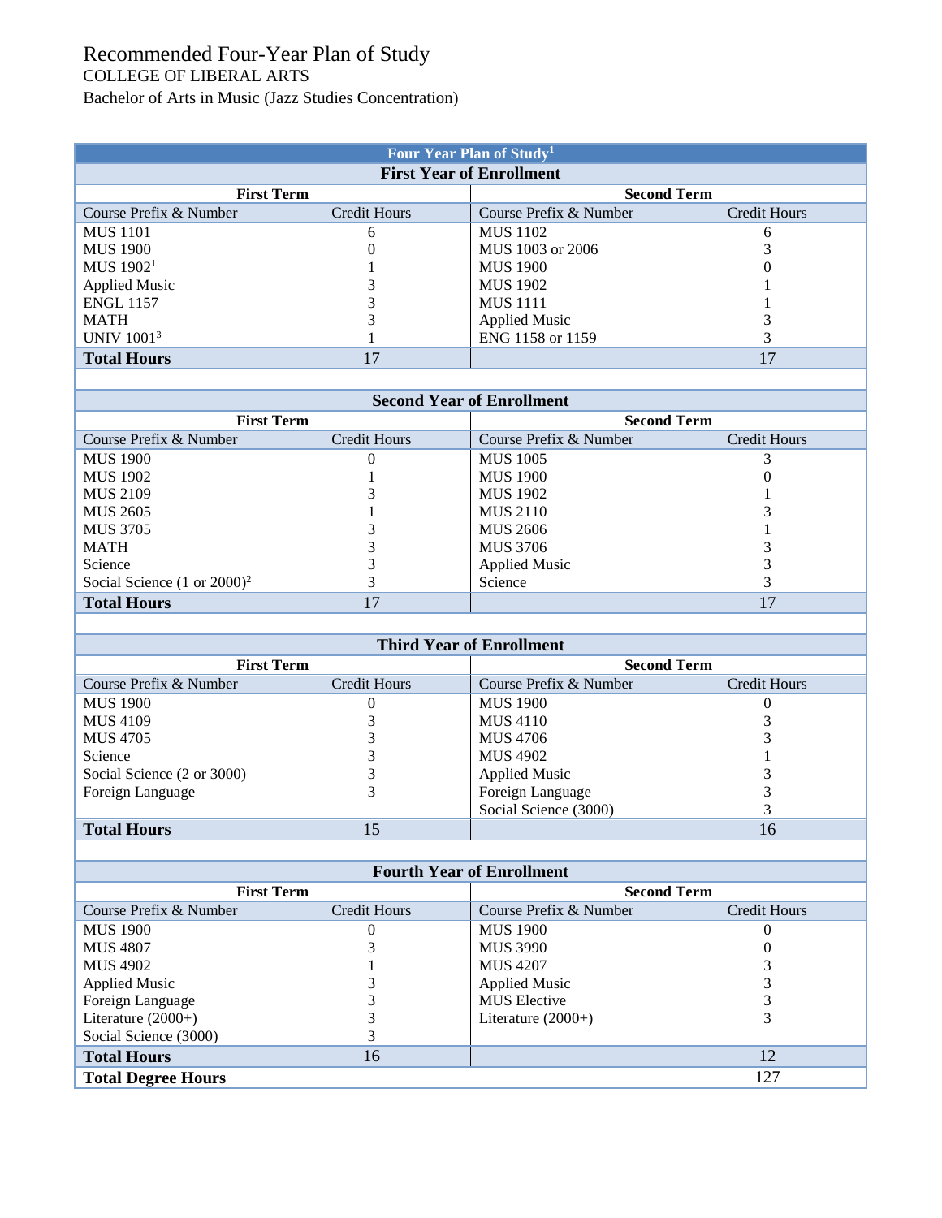# Recommended Four-Year Plan of Study

COLLEGE OF LIBERAL ARTS

Bachelor of Arts in Music (Jazz Studies Concentration)

| Four Year Plan of Study[1] | | | |
|---|---|---|---|
| **First Year of Enrollment** | | | |
| **First Term** | | **Second Term** | |
| Course Prefix & Number | Credit Hours | Course Prefix & Number | Credit Hours |
| MUS 1101 | 6 | MUS 1102 | 6 |
| MUS 1900 | 0 | MUS 1003 or 2006 | 3 |
| MUS 1902[1] | 1 | MUS 1900 | 0 |
| Applied Music | 3 | MUS 1902 | 1 |
| ENGL 1157 | 3 | MUS 1111 | 1 |
| MATH | 3 | Applied Music | 3 |
| UNIV 1001[3] | 1 | ENG 1158 or 1159 | 3 |
| **Total Hours** | 17 | | 17 |
| **Second Year of Enrollment** | | | |
| **First Term** | | **Second Term** | |
| Course Prefix & Number | Credit Hours | Course Prefix & Number | Credit Hours |
| MUS 1900 | 0 | MUS 1005 | 3 |
| MUS 1902 | 1 | MUS 1900 | 0 |
| MUS 2109 | 3 | MUS 1902 | 1 |
| MUS 2605 | 1 | MUS 2110 | 3 |
| MUS 3705 | 3 | MUS 2606 | 1 |
| MATH | 3 | MUS 3706 | 3 |
| Science | 3 | Applied Music | 3 |
| Social Science (1 or 2000)[2] | 3 | Science | 3 |
| **Total Hours** | 17 | | 17 |
| **Third Year of Enrollment** | | | |
| **First Term** | | **Second Term** | |
| Course Prefix & Number | Credit Hours | Course Prefix & Number | Credit Hours |
| MUS 1900 | 0 | MUS 1900 | 0 |
| MUS 4109 | 3 | MUS 4110 | 3 |
| MUS 4705 | 3 | MUS 4706 | 3 |
| Science | 3 | MUS 4902 | 1 |
| Social Science (2 or 3000) | 3 | Applied Music | 3 |
| Foreign Language | 3 | Foreign Language | 3 |
| | | Social Science (3000) | 3 |
| **Total Hours** | 15 | | 16 |
| **Fourth Year of Enrollment** | | | |
| **First Term** | | **Second Term** | |
| Course Prefix & Number | Credit Hours | Course Prefix & Number | Credit Hours |
| MUS 1900 | 0 | MUS 1900 | 0 |
| MUS 4807 | 3 | MUS 3990 | 0 |
| MUS 4902 | 1 | MUS 4207 | 3 |
| Applied Music | 3 | Applied Music | 3 |
| Foreign Language | 3 | MUS Elective | 3 |
| Literature (2000+) | 3 | Literature (2000+) | 3 |
| Social Science (3000) | 3 | | |
| **Total Hours** | 16 | | 12 |
| **Total Degree Hours** | | | 127 |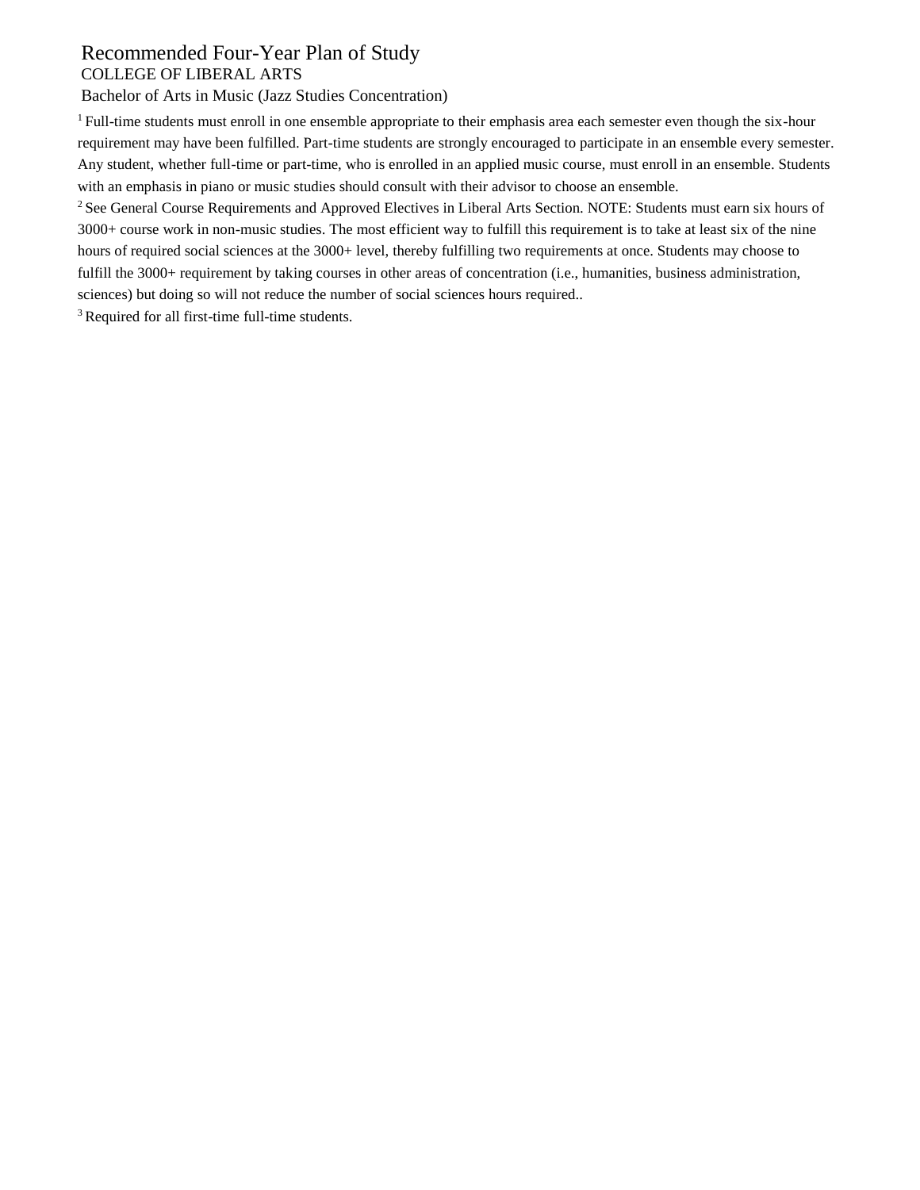# Recommended Four-Year Plan of Study

COLLEGE OF LIBERAL ARTS

Bachelor of Arts in Music (Jazz Studies Concentration)

[1] Full-time students must enroll in one ensemble appropriate to their emphasis area each semester even though the six-hour requirement may have been fulfilled. Part-time students are strongly encouraged to participate in an ensemble every semester. Any student, whether full-time or part-time, who is enrolled in an applied music course, must enroll in an ensemble. Students with an emphasis in piano or music studies should consult with their advisor to choose an ensemble.

[2] See General Course Requirements and Approved Electives in Liberal Arts Section. NOTE: Students must earn six hours of 3000+ course work in non-music studies. The most efficient way to fulfill this requirement is to take at least six of the nine hours of required social sciences at the 3000+ level, thereby fulfilling two requirements at once. Students may choose to fulfill the 3000+ requirement by taking courses in other areas of concentration (i.e., humanities, business administration, sciences) but doing so will not reduce the number of social sciences hours required..

[3] Required for all first-time full-time students.